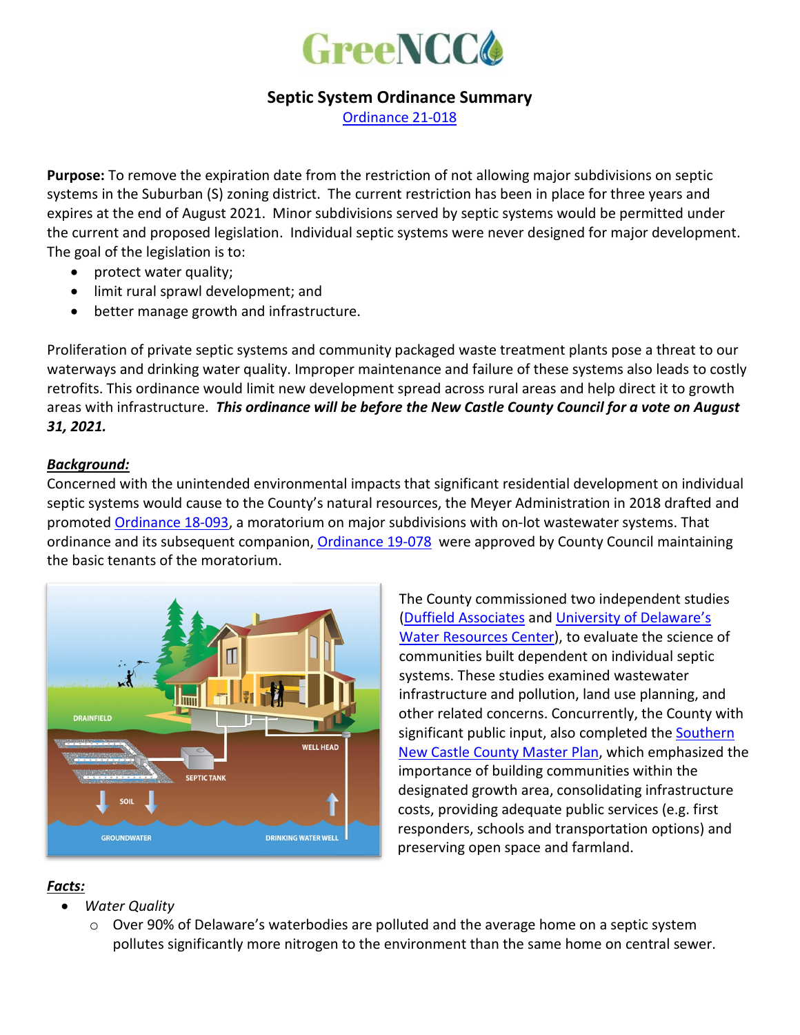GreeNCC

## Septic System Ordinance Summary

[Ordinance 21-018](#)

**Purpose:** To remove the expiration date from the restriction of not allowing major subdivisions on septic systems in the Suburban (S) zoning district. The current restriction has been in place for three years and expires at the end of August 2021. Minor subdivisions served by septic systems would be permitted under the current and proposed legislation. Individual septic systems were never designed for major development. The goal of the legislation is to:

- protect water quality;
- limit rural sprawl development; and
- better manage growth and infrastructure.

Proliferation of private septic systems and community packaged waste treatment plants pose a threat to our waterways and drinking water quality. Improper maintenance and failure of these systems also leads to costly retrofits. This ordinance would limit new development spread across rural areas and help direct it to growth areas with infrastructure. ***This ordinance will be before the New Castle County Council for a vote on August 31, 2021.***

### ***Background:***

Concerned with the unintended environmental impacts that significant residential development on individual septic systems would cause to the County's natural resources, the Meyer Administration in 2018 drafted and promoted Ordinance 18-093, a moratorium on major subdivisions with on-lot wastewater systems. That ordinance and its subsequent companion, Ordinance 19-078 were approved by County Council maintaining the basic tenants of the moratorium.

The County commissioned two independent studies (Duffield Associates and University of Delaware's Water Resources Center), to evaluate the science of communities built dependent on individual septic systems. These studies examined wastewater infrastructure and pollution, land use planning, and other related concerns. Concurrently, the County with significant public input, also completed the Southern New Castle County Master Plan, which emphasized the importance of building communities within the designated growth area, consolidating infrastructure costs, providing adequate public services (e.g. first responders, schools and transportation options) and preserving open space and farmland.

### ***Facts:***

- *Water Quality*
  - Over 90% of Delaware's waterbodies are polluted and the average home on a septic system pollutes significantly more nitrogen to the environment than the same home on central sewer.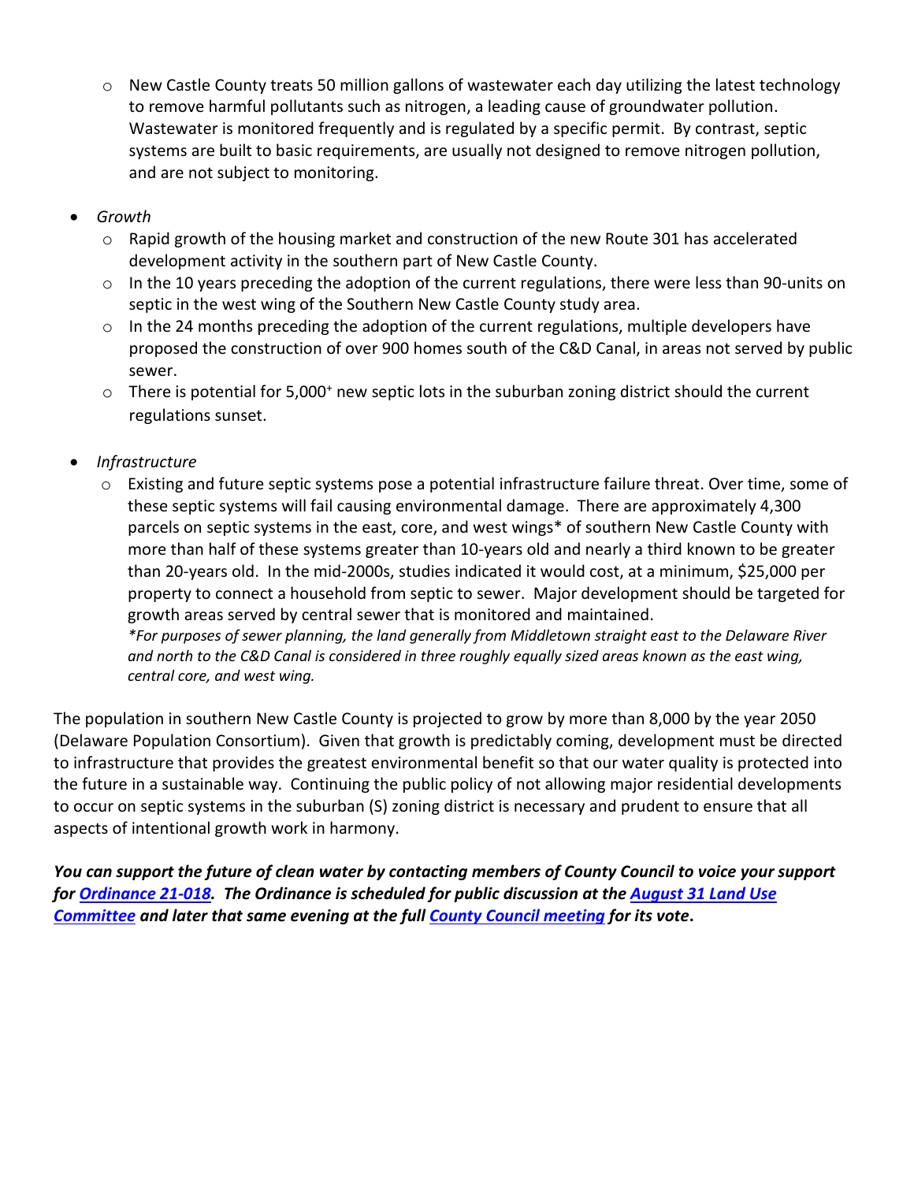- New Castle County treats 50 million gallons of wastewater each day utilizing the latest technology to remove harmful pollutants such as nitrogen, a leading cause of groundwater pollution. Wastewater is monitored frequently and is regulated by a specific permit. By contrast, septic systems are built to basic requirements, are usually not designed to remove nitrogen pollution, and are not subject to monitoring.

- *Growth*
  - Rapid growth of the housing market and construction of the new Route 301 has accelerated development activity in the southern part of New Castle County.
  - In the 10 years preceding the adoption of the current regulations, there were less than 90-units on septic in the west wing of the Southern New Castle County study area.
  - In the 24 months preceding the adoption of the current regulations, multiple developers have proposed the construction of over 900 homes south of the C&D Canal, in areas not served by public sewer.
  - There is potential for 5,000+ new septic lots in the suburban zoning district should the current regulations sunset.

- *Infrastructure*
  - Existing and future septic systems pose a potential infrastructure failure threat. Over time, some of these septic systems will fail causing environmental damage. There are approximately 4,300 parcels on septic systems in the east, core, and west wings* of southern New Castle County with more than half of these systems greater than 10-years old and nearly a third known to be greater than 20-years old. In the mid-2000s, studies indicated it would cost, at a minimum, $25,000 per property to connect a household from septic to sewer. Major development should be targeted for growth areas served by central sewer that is monitored and maintained.
    *\*For purposes of sewer planning, the land generally from Middletown straight east to the Delaware River and north to the C&D Canal is considered in three roughly equally sized areas known as the east wing, central core, and west wing.*

The population in southern New Castle County is projected to grow by more than 8,000 by the year 2050 (Delaware Population Consortium). Given that growth is predictably coming, development must be directed to infrastructure that provides the greatest environmental benefit so that our water quality is protected into the future in a sustainable way. Continuing the public policy of not allowing major residential developments to occur on septic systems in the suburban (S) zoning district is necessary and prudent to ensure that all aspects of intentional growth work in harmony.

***You can support the future of clean water by contacting members of County Council to voice your support for Ordinance 21-018. The Ordinance is scheduled for public discussion at the August 31 Land Use Committee and later that same evening at the full County Council meeting for its vote.***